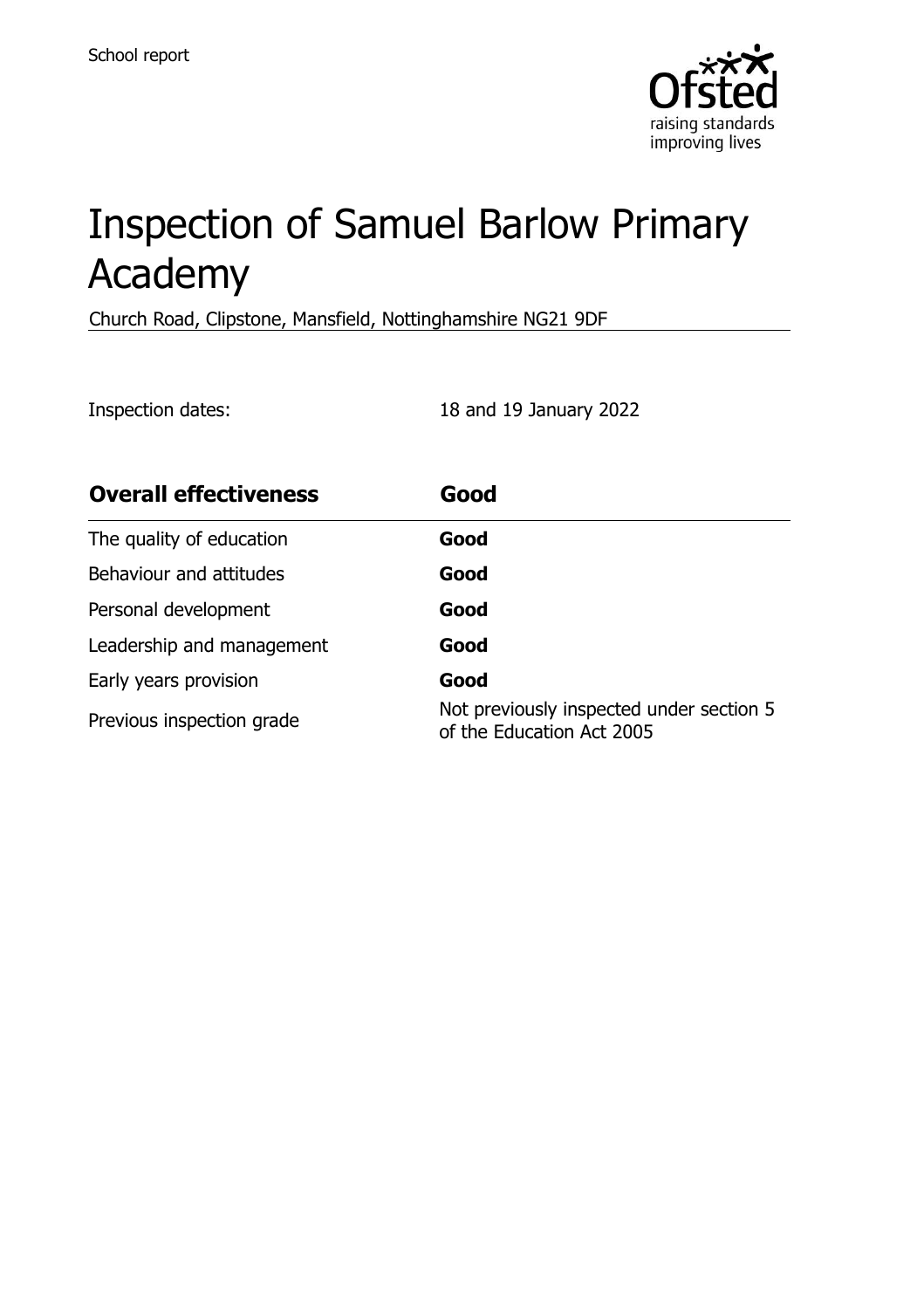School report

# Inspection of Samuel Barlow Primary Academy

Church Road, Clipstone, Mansfield, Nottinghamshire NG21 9DF

Inspection dates: 18 and 19 January 2022

| **Overall effectiveness** | **Good** |
| --- | --- |
| The quality of education | **Good** |
| Behaviour and attitudes | **Good** |
| Personal development | **Good** |
| Leadership and management | **Good** |
| Early years provision | **Good** |
| Previous inspection grade | Not previously inspected under section 5 of the Education Act 2005 |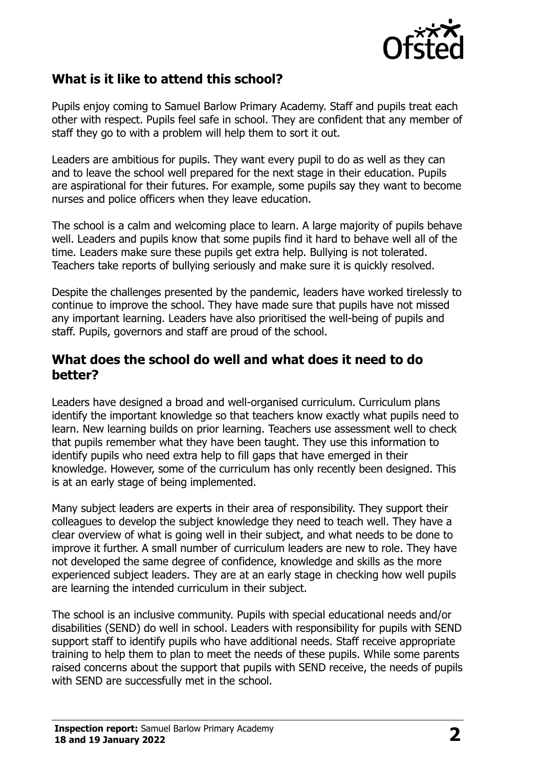## What is it like to attend this school?

Pupils enjoy coming to Samuel Barlow Primary Academy. Staff and pupils treat each other with respect. Pupils feel safe in school. They are confident that any member of staff they go to with a problem will help them to sort it out.

Leaders are ambitious for pupils. They want every pupil to do as well as they can and to leave the school well prepared for the next stage in their education. Pupils are aspirational for their futures. For example, some pupils say they want to become nurses and police officers when they leave education.

The school is a calm and welcoming place to learn. A large majority of pupils behave well. Leaders and pupils know that some pupils find it hard to behave well all of the time. Leaders make sure these pupils get extra help. Bullying is not tolerated. Teachers take reports of bullying seriously and make sure it is quickly resolved.

Despite the challenges presented by the pandemic, leaders have worked tirelessly to continue to improve the school. They have made sure that pupils have not missed any important learning. Leaders have also prioritised the well-being of pupils and staff. Pupils, governors and staff are proud of the school.

## What does the school do well and what does it need to do better?

Leaders have designed a broad and well-organised curriculum. Curriculum plans identify the important knowledge so that teachers know exactly what pupils need to learn. New learning builds on prior learning. Teachers use assessment well to check that pupils remember what they have been taught. They use this information to identify pupils who need extra help to fill gaps that have emerged in their knowledge. However, some of the curriculum has only recently been designed. This is at an early stage of being implemented.

Many subject leaders are experts in their area of responsibility. They support their colleagues to develop the subject knowledge they need to teach well. They have a clear overview of what is going well in their subject, and what needs to be done to improve it further. A small number of curriculum leaders are new to role. They have not developed the same degree of confidence, knowledge and skills as the more experienced subject leaders. They are at an early stage in checking how well pupils are learning the intended curriculum in their subject.

The school is an inclusive community. Pupils with special educational needs and/or disabilities (SEND) do well in school. Leaders with responsibility for pupils with SEND support staff to identify pupils who have additional needs. Staff receive appropriate training to help them to plan to meet the needs of these pupils. While some parents raised concerns about the support that pupils with SEND receive, the needs of pupils with SEND are successfully met in the school.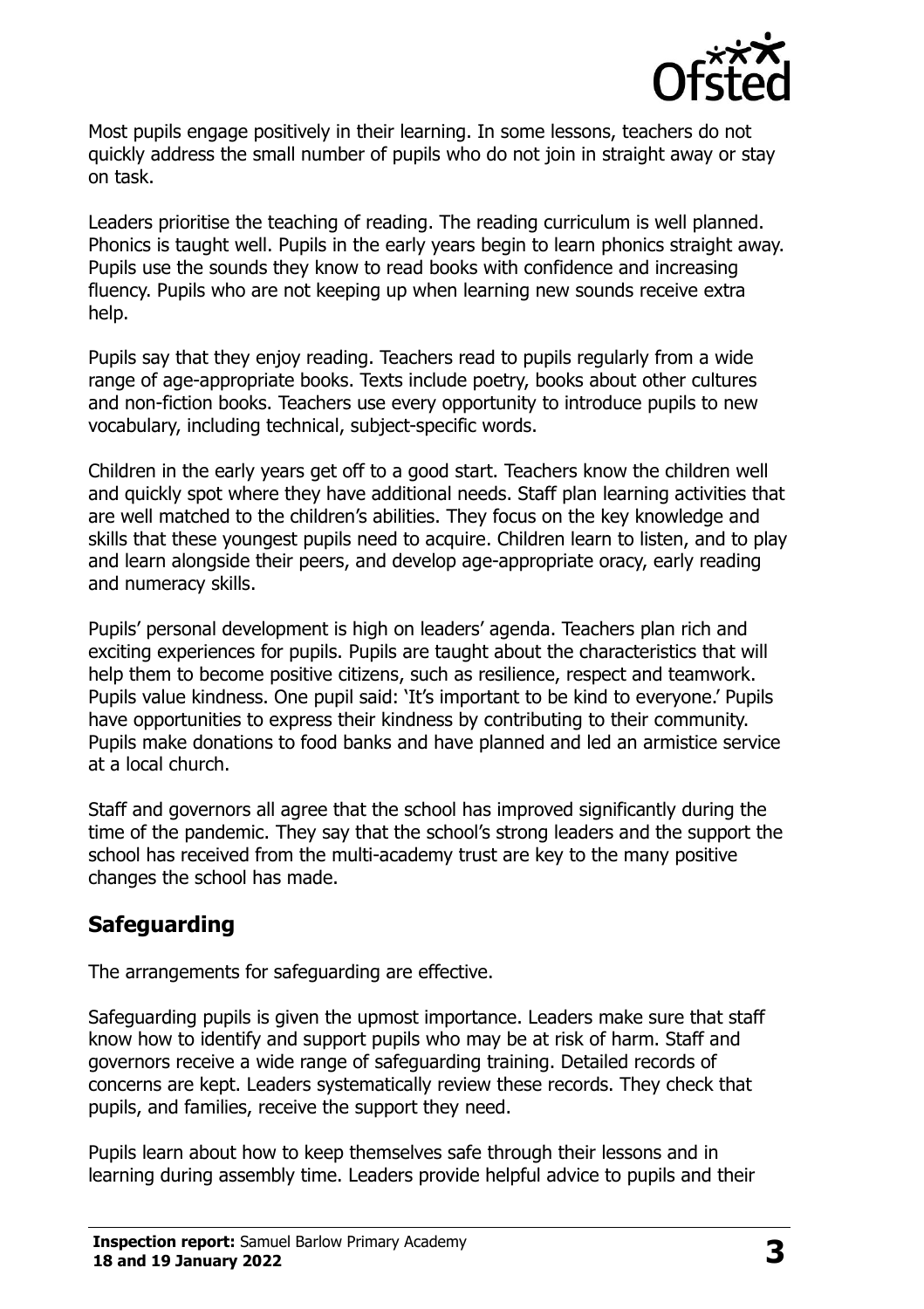Most pupils engage positively in their learning. In some lessons, teachers do not quickly address the small number of pupils who do not join in straight away or stay on task.

Leaders prioritise the teaching of reading. The reading curriculum is well planned. Phonics is taught well. Pupils in the early years begin to learn phonics straight away. Pupils use the sounds they know to read books with confidence and increasing fluency. Pupils who are not keeping up when learning new sounds receive extra help.

Pupils say that they enjoy reading. Teachers read to pupils regularly from a wide range of age-appropriate books. Texts include poetry, books about other cultures and non-fiction books. Teachers use every opportunity to introduce pupils to new vocabulary, including technical, subject-specific words.

Children in the early years get off to a good start. Teachers know the children well and quickly spot where they have additional needs. Staff plan learning activities that are well matched to the children's abilities. They focus on the key knowledge and skills that these youngest pupils need to acquire. Children learn to listen, and to play and learn alongside their peers, and develop age-appropriate oracy, early reading and numeracy skills.

Pupils' personal development is high on leaders' agenda. Teachers plan rich and exciting experiences for pupils. Pupils are taught about the characteristics that will help them to become positive citizens, such as resilience, respect and teamwork. Pupils value kindness. One pupil said: 'It's important to be kind to everyone.' Pupils have opportunities to express their kindness by contributing to their community. Pupils make donations to food banks and have planned and led an armistice service at a local church.

Staff and governors all agree that the school has improved significantly during the time of the pandemic. They say that the school's strong leaders and the support the school has received from the multi-academy trust are key to the many positive changes the school has made.

## Safeguarding

The arrangements for safeguarding are effective.

Safeguarding pupils is given the upmost importance. Leaders make sure that staff know how to identify and support pupils who may be at risk of harm. Staff and governors receive a wide range of safeguarding training. Detailed records of concerns are kept. Leaders systematically review these records. They check that pupils, and families, receive the support they need.

Pupils learn about how to keep themselves safe through their lessons and in learning during assembly time. Leaders provide helpful advice to pupils and their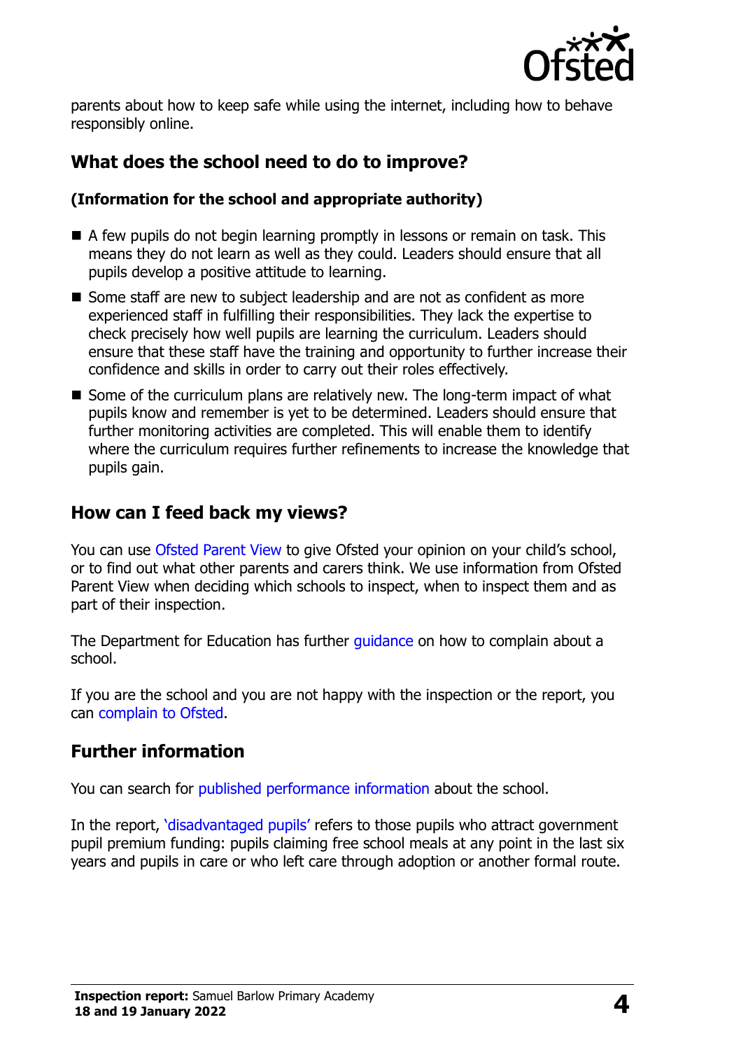parents about how to keep safe while using the internet, including how to behave responsibly online.

## What does the school need to do to improve?

**(Information for the school and appropriate authority)**

- A few pupils do not begin learning promptly in lessons or remain on task. This means they do not learn as well as they could. Leaders should ensure that all pupils develop a positive attitude to learning.
- Some staff are new to subject leadership and are not as confident as more experienced staff in fulfilling their responsibilities. They lack the expertise to check precisely how well pupils are learning the curriculum. Leaders should ensure that these staff have the training and opportunity to further increase their confidence and skills in order to carry out their roles effectively.
- Some of the curriculum plans are relatively new. The long-term impact of what pupils know and remember is yet to be determined. Leaders should ensure that further monitoring activities are completed. This will enable them to identify where the curriculum requires further refinements to increase the knowledge that pupils gain.

## How can I feed back my views?

You can use Ofsted Parent View to give Ofsted your opinion on your child's school, or to find out what other parents and carers think. We use information from Ofsted Parent View when deciding which schools to inspect, when to inspect them and as part of their inspection.

The Department for Education has further guidance on how to complain about a school.

If you are the school and you are not happy with the inspection or the report, you can complain to Ofsted.

## Further information

You can search for published performance information about the school.

In the report, 'disadvantaged pupils' refers to those pupils who attract government pupil premium funding: pupils claiming free school meals at any point in the last six years and pupils in care or who left care through adoption or another formal route.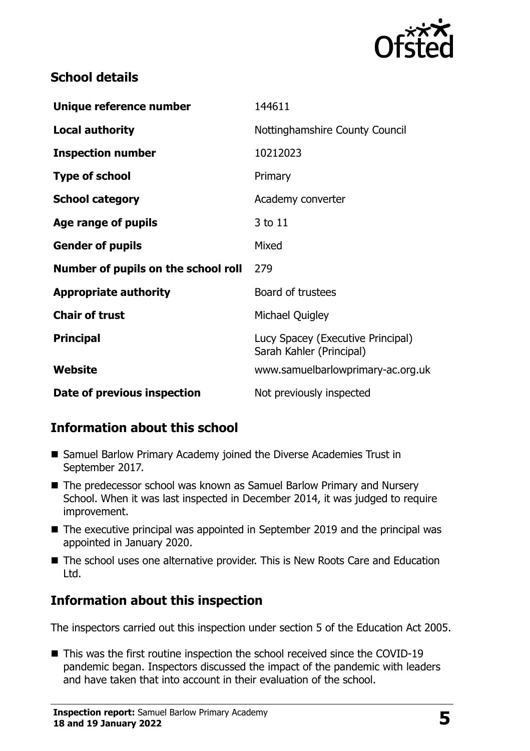## School details

| | |
|---|---|
| **Unique reference number** | 144611 |
| **Local authority** | Nottinghamshire County Council |
| **Inspection number** | 10212023 |
| **Type of school** | Primary |
| **School category** | Academy converter |
| **Age range of pupils** | 3 to 11 |
| **Gender of pupils** | Mixed |
| **Number of pupils on the school roll** | 279 |
| **Appropriate authority** | Board of trustees |
| **Chair of trust** | Michael Quigley |
| **Principal** | Lucy Spacey (Executive Principal) Sarah Kahler (Principal) |
| **Website** | www.samuelbarlowprimary-ac.org.uk |
| **Date of previous inspection** | Not previously inspected |

## Information about this school

- Samuel Barlow Primary Academy joined the Diverse Academies Trust in September 2017.
- The predecessor school was known as Samuel Barlow Primary and Nursery School. When it was last inspected in December 2014, it was judged to require improvement.
- The executive principal was appointed in September 2019 and the principal was appointed in January 2020.
- The school uses one alternative provider. This is New Roots Care and Education Ltd.

## Information about this inspection

The inspectors carried out this inspection under section 5 of the Education Act 2005.

- This was the first routine inspection the school received since the COVID-19 pandemic began. Inspectors discussed the impact of the pandemic with leaders and have taken that into account in their evaluation of the school.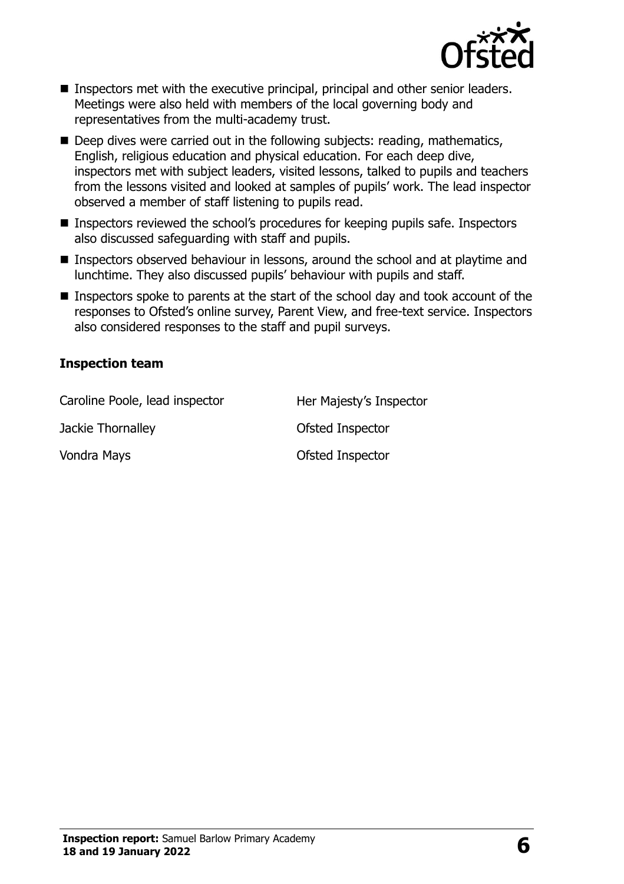- Inspectors met with the executive principal, principal and other senior leaders. Meetings were also held with members of the local governing body and representatives from the multi-academy trust.
- Deep dives were carried out in the following subjects: reading, mathematics, English, religious education and physical education. For each deep dive, inspectors met with subject leaders, visited lessons, talked to pupils and teachers from the lessons visited and looked at samples of pupils' work. The lead inspector observed a member of staff listening to pupils read.
- Inspectors reviewed the school's procedures for keeping pupils safe. Inspectors also discussed safeguarding with staff and pupils.
- Inspectors observed behaviour in lessons, around the school and at playtime and lunchtime. They also discussed pupils' behaviour with pupils and staff.
- Inspectors spoke to parents at the start of the school day and took account of the responses to Ofsted's online survey, Parent View, and free-text service. Inspectors also considered responses to the staff and pupil surveys.

### Inspection team

| | |
|---|---|
| Caroline Poole, lead inspector | Her Majesty's Inspector |
| Jackie Thornalley | Ofsted Inspector |
| Vondra Mays | Ofsted Inspector |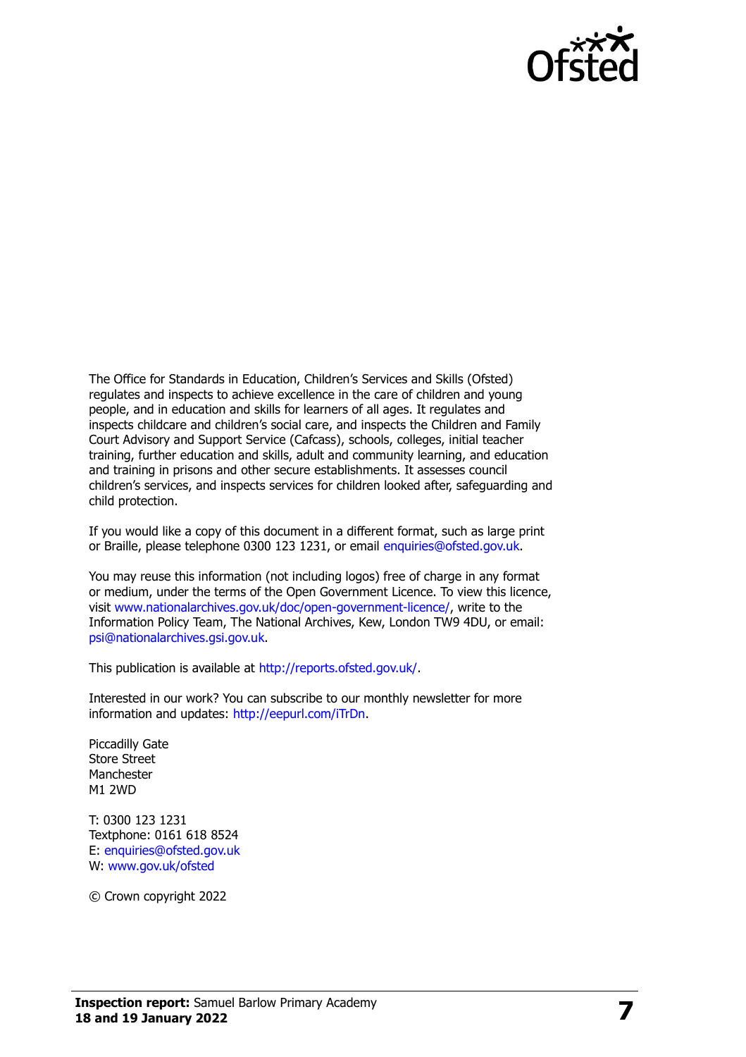The Office for Standards in Education, Children's Services and Skills (Ofsted) regulates and inspects to achieve excellence in the care of children and young people, and in education and skills for learners of all ages. It regulates and inspects childcare and children's social care, and inspects the Children and Family Court Advisory and Support Service (Cafcass), schools, colleges, initial teacher training, further education and skills, adult and community learning, and education and training in prisons and other secure establishments. It assesses council children's services, and inspects services for children looked after, safeguarding and child protection.

If you would like a copy of this document in a different format, such as large print or Braille, please telephone 0300 123 1231, or email enquiries@ofsted.gov.uk.

You may reuse this information (not including logos) free of charge in any format or medium, under the terms of the Open Government Licence. To view this licence, visit www.nationalarchives.gov.uk/doc/open-government-licence/, write to the Information Policy Team, The National Archives, Kew, London TW9 4DU, or email: psi@nationalarchives.gsi.gov.uk.

This publication is available at http://reports.ofsted.gov.uk/.

Interested in our work? You can subscribe to our monthly newsletter for more information and updates: http://eepurl.com/iTrDn.

Piccadilly Gate
Store Street
Manchester
M1 2WD

T: 0300 123 1231
Textphone: 0161 618 8524
E: enquiries@ofsted.gov.uk
W: www.gov.uk/ofsted

© Crown copyright 2022